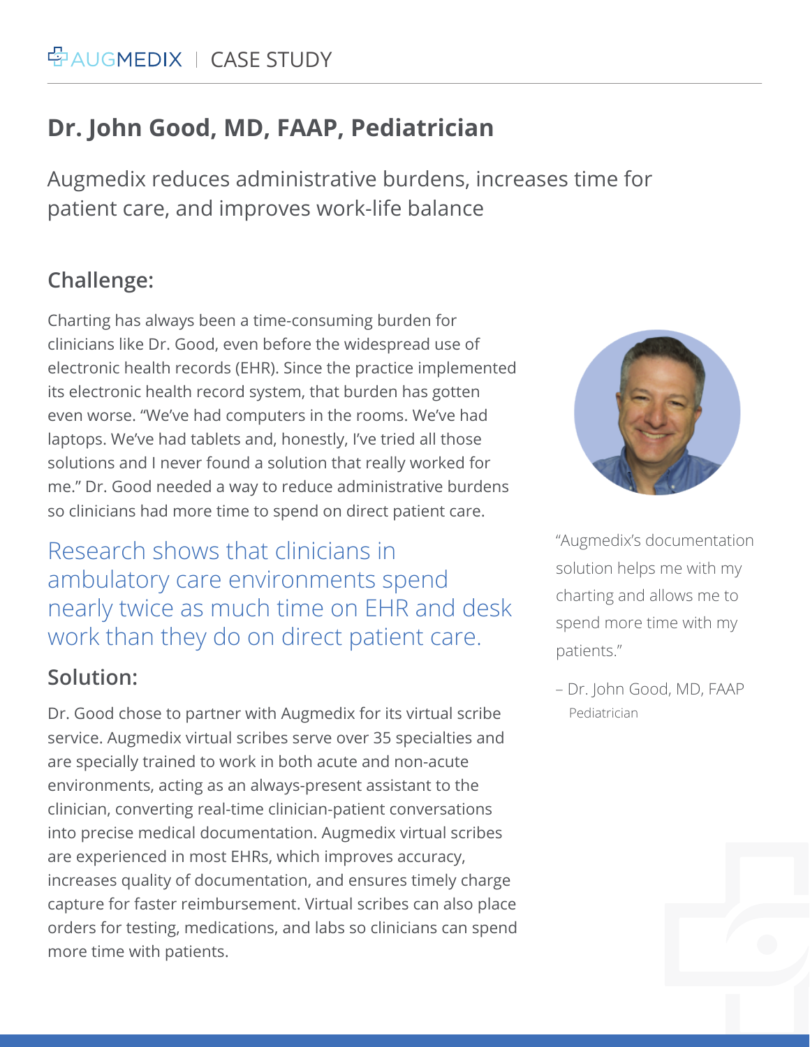AUGMEDIX | CASE STUDY

# Dr. John Good, MD, FAAP, Pediatrician

Augmedix reduces administrative burdens, increases time for patient care, and improves work-life balance

## Challenge:

Charting has always been a time-consuming burden for clinicians like Dr. Good, even before the widespread use of electronic health records (EHR). Since the practice implemented its electronic health record system, that burden has gotten even worse. "We've had computers in the rooms. We've had laptops. We've had tablets and, honestly, I've tried all those solutions and I never found a solution that really worked for me." Dr. Good needed a way to reduce administrative burdens so clinicians had more time to spend on direct patient care.

Research shows that clinicians in ambulatory care environments spend nearly twice as much time on EHR and desk work than they do on direct patient care.

## Solution:

Dr. Good chose to partner with Augmedix for its virtual scribe service. Augmedix virtual scribes serve over 35 specialties and are specially trained to work in both acute and non-acute environments, acting as an always-present assistant to the clinician, converting real-time clinician-patient conversations into precise medical documentation. Augmedix virtual scribes are experienced in most EHRs, which improves accuracy, increases quality of documentation, and ensures timely charge capture for faster reimbursement. Virtual scribes can also place orders for testing, medications, and labs so clinicians can spend more time with patients.

"Augmedix's documentation solution helps me with my charting and allows me to spend more time with my patients."

– Dr. John Good, MD, FAAP
Pediatrician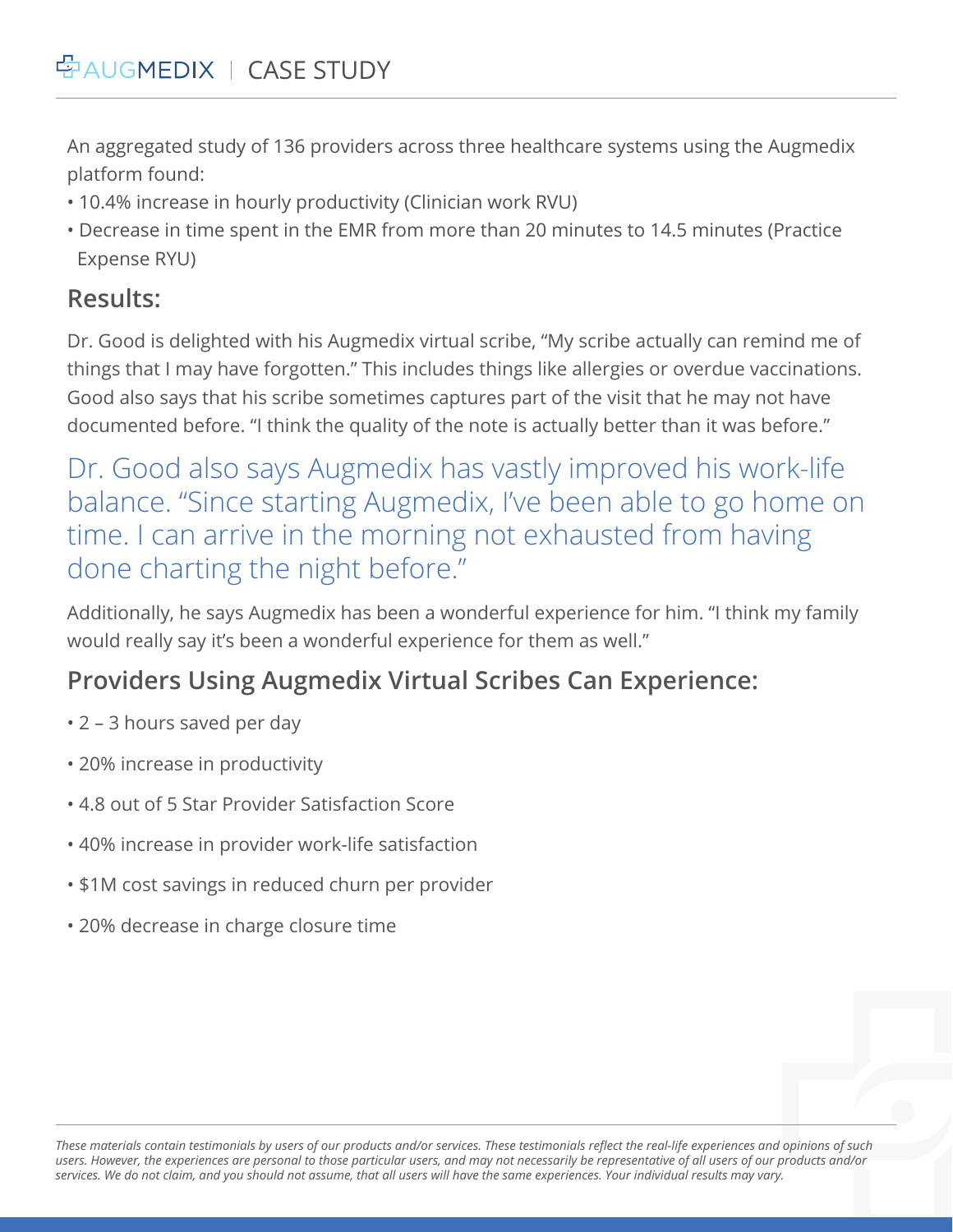An aggregated study of 136 providers across three healthcare systems using the Augmedix platform found:

- 10.4% increase in hourly productivity (Clinician work RVU)
- Decrease in time spent in the EMR from more than 20 minutes to 14.5 minutes (Practice Expense RYU)

## Results:

Dr. Good is delighted with his Augmedix virtual scribe, "My scribe actually can remind me of things that I may have forgotten." This includes things like allergies or overdue vaccinations. Good also says that his scribe sometimes captures part of the visit that he may not have documented before. "I think the quality of the note is actually better than it was before."

Dr. Good also says Augmedix has vastly improved his work-life balance. "Since starting Augmedix, I've been able to go home on time. I can arrive in the morning not exhausted from having done charting the night before."

Additionally, he says Augmedix has been a wonderful experience for him. "I think my family would really say it's been a wonderful experience for them as well."

## Providers Using Augmedix Virtual Scribes Can Experience:

- 2 – 3 hours saved per day
- 20% increase in productivity
- 4.8 out of 5 Star Provider Satisfaction Score
- 40% increase in provider work-life satisfaction
- $1M cost savings in reduced churn per provider
- 20% decrease in charge closure time

*These materials contain testimonials by users of our products and/or services. These testimonials reflect the real-life experiences and opinions of such users. However, the experiences are personal to those particular users, and may not necessarily be representative of all users of our products and/or services. We do not claim, and you should not assume, that all users will have the same experiences. Your individual results may vary.*